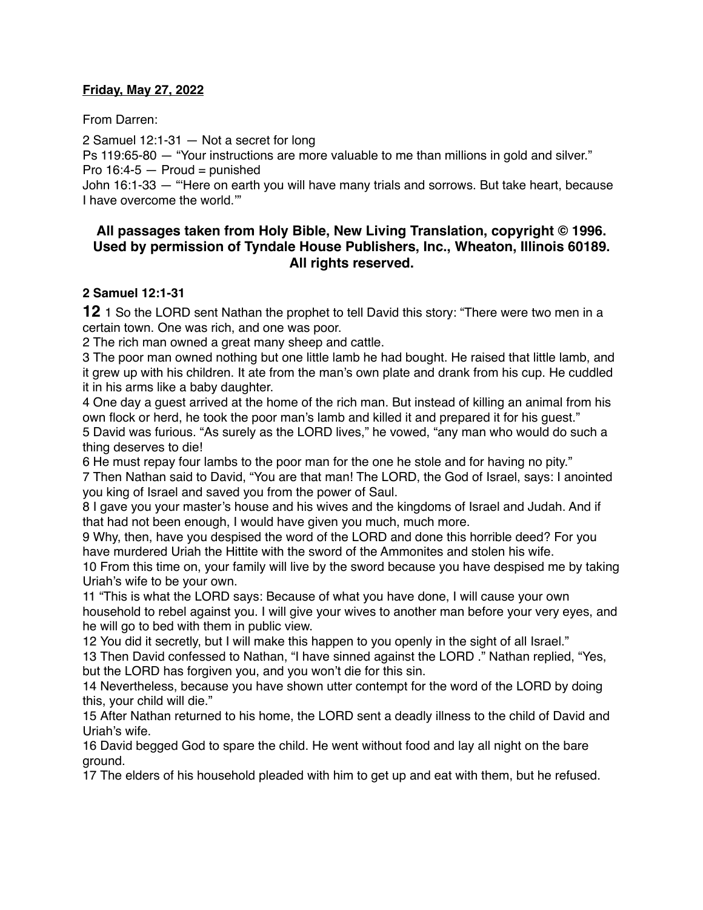**Friday, May 27, 2022**

From Darren:

2 Samuel 12:1-31 — Not a secret for long
Ps 119:65-80 — "Your instructions are more valuable to me than millions in gold and silver."
Pro 16:4-5 — Proud = punished
John 16:1-33 — "'Here on earth you will have many trials and sorrows. But take heart, because I have overcome the world.'"

**All passages taken from Holy Bible, New Living Translation, copyright © 1996. Used by permission of Tyndale House Publishers, Inc., Wheaton, Illinois 60189. All rights reserved.**

**2 Samuel 12:1-31**

**12** 1 So the LORD sent Nathan the prophet to tell David this story: "There were two men in a certain town. One was rich, and one was poor.
2 The rich man owned a great many sheep and cattle.
3 The poor man owned nothing but one little lamb he had bought. He raised that little lamb, and it grew up with his children. It ate from the man's own plate and drank from his cup. He cuddled it in his arms like a baby daughter.
4 One day a guest arrived at the home of the rich man. But instead of killing an animal from his own flock or herd, he took the poor man's lamb and killed it and prepared it for his guest."
5 David was furious. "As surely as the LORD lives," he vowed, "any man who would do such a thing deserves to die!
6 He must repay four lambs to the poor man for the one he stole and for having no pity."
7 Then Nathan said to David, "You are that man! The LORD, the God of Israel, says: I anointed you king of Israel and saved you from the power of Saul.
8 I gave you your master's house and his wives and the kingdoms of Israel and Judah. And if that had not been enough, I would have given you much, much more.
9 Why, then, have you despised the word of the LORD and done this horrible deed? For you have murdered Uriah the Hittite with the sword of the Ammonites and stolen his wife.
10 From this time on, your family will live by the sword because you have despised me by taking Uriah's wife to be your own.
11 "This is what the LORD says: Because of what you have done, I will cause your own household to rebel against you. I will give your wives to another man before your very eyes, and he will go to bed with them in public view.
12 You did it secretly, but I will make this happen to you openly in the sight of all Israel."
13 Then David confessed to Nathan, "I have sinned against the LORD ." Nathan replied, "Yes, but the LORD has forgiven you, and you won't die for this sin.
14 Nevertheless, because you have shown utter contempt for the word of the LORD by doing this, your child will die."
15 After Nathan returned to his home, the LORD sent a deadly illness to the child of David and Uriah's wife.
16 David begged God to spare the child. He went without food and lay all night on the bare ground.
17 The elders of his household pleaded with him to get up and eat with them, but he refused.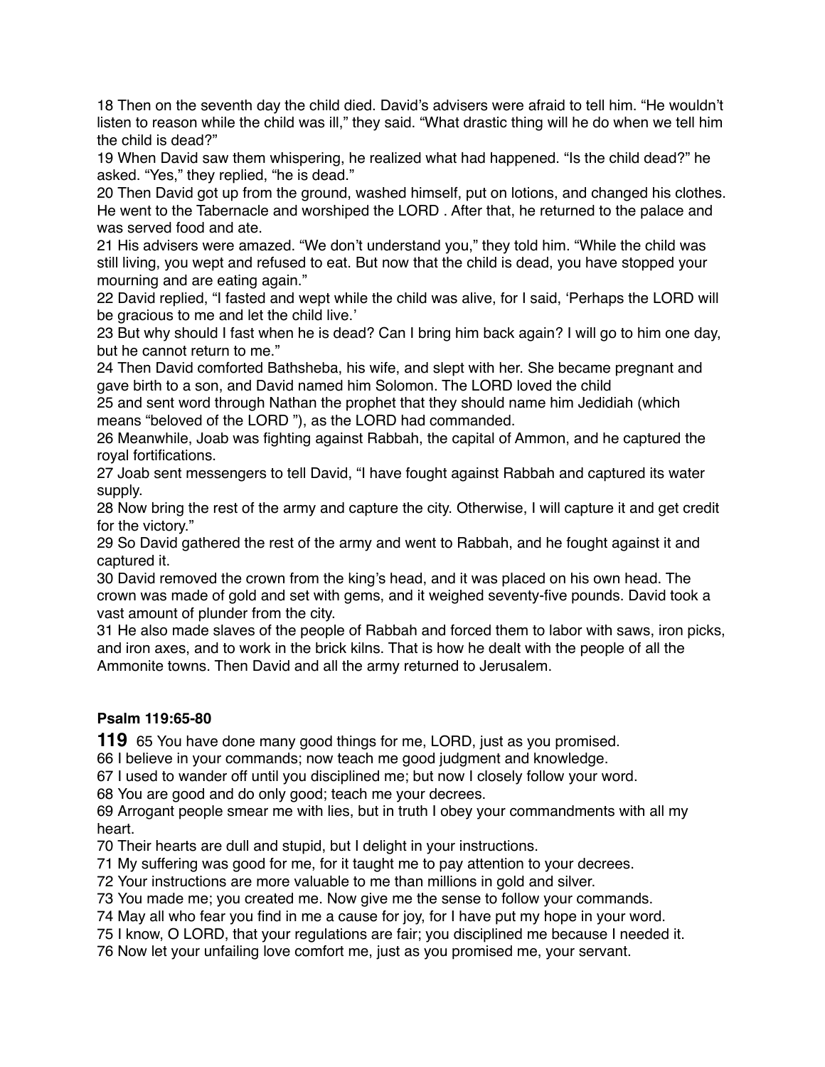18 Then on the seventh day the child died. David's advisers were afraid to tell him. "He wouldn't listen to reason while the child was ill," they said. "What drastic thing will he do when we tell him the child is dead?"

19 When David saw them whispering, he realized what had happened. "Is the child dead?" he asked. "Yes," they replied, "he is dead."

20 Then David got up from the ground, washed himself, put on lotions, and changed his clothes. He went to the Tabernacle and worshiped the LORD . After that, he returned to the palace and was served food and ate.

21 His advisers were amazed. "We don't understand you," they told him. "While the child was still living, you wept and refused to eat. But now that the child is dead, you have stopped your mourning and are eating again."

22 David replied, "I fasted and wept while the child was alive, for I said, 'Perhaps the LORD will be gracious to me and let the child live.'

23 But why should I fast when he is dead? Can I bring him back again? I will go to him one day, but he cannot return to me."

24 Then David comforted Bathsheba, his wife, and slept with her. She became pregnant and gave birth to a son, and David named him Solomon. The LORD loved the child

25 and sent word through Nathan the prophet that they should name him Jedidiah (which means "beloved of the LORD "), as the LORD had commanded.

26 Meanwhile, Joab was fighting against Rabbah, the capital of Ammon, and he captured the royal fortifications.

27 Joab sent messengers to tell David, "I have fought against Rabbah and captured its water supply.

28 Now bring the rest of the army and capture the city. Otherwise, I will capture it and get credit for the victory."

29 So David gathered the rest of the army and went to Rabbah, and he fought against it and captured it.

30 David removed the crown from the king's head, and it was placed on his own head. The crown was made of gold and set with gems, and it weighed seventy-five pounds. David took a vast amount of plunder from the city.

31 He also made slaves of the people of Rabbah and forced them to labor with saws, iron picks, and iron axes, and to work in the brick kilns. That is how he dealt with the people of all the Ammonite towns. Then David and all the army returned to Jerusalem.

**Psalm 119:65-80**

**119** 65 You have done many good things for me, LORD, just as you promised.

66 I believe in your commands; now teach me good judgment and knowledge.

67 I used to wander off until you disciplined me; but now I closely follow your word.

68 You are good and do only good; teach me your decrees.

69 Arrogant people smear me with lies, but in truth I obey your commandments with all my heart.

70 Their hearts are dull and stupid, but I delight in your instructions.

71 My suffering was good for me, for it taught me to pay attention to your decrees.

72 Your instructions are more valuable to me than millions in gold and silver.

73 You made me; you created me. Now give me the sense to follow your commands.

74 May all who fear you find in me a cause for joy, for I have put my hope in your word.

75 I know, O LORD, that your regulations are fair; you disciplined me because I needed it.

76 Now let your unfailing love comfort me, just as you promised me, your servant.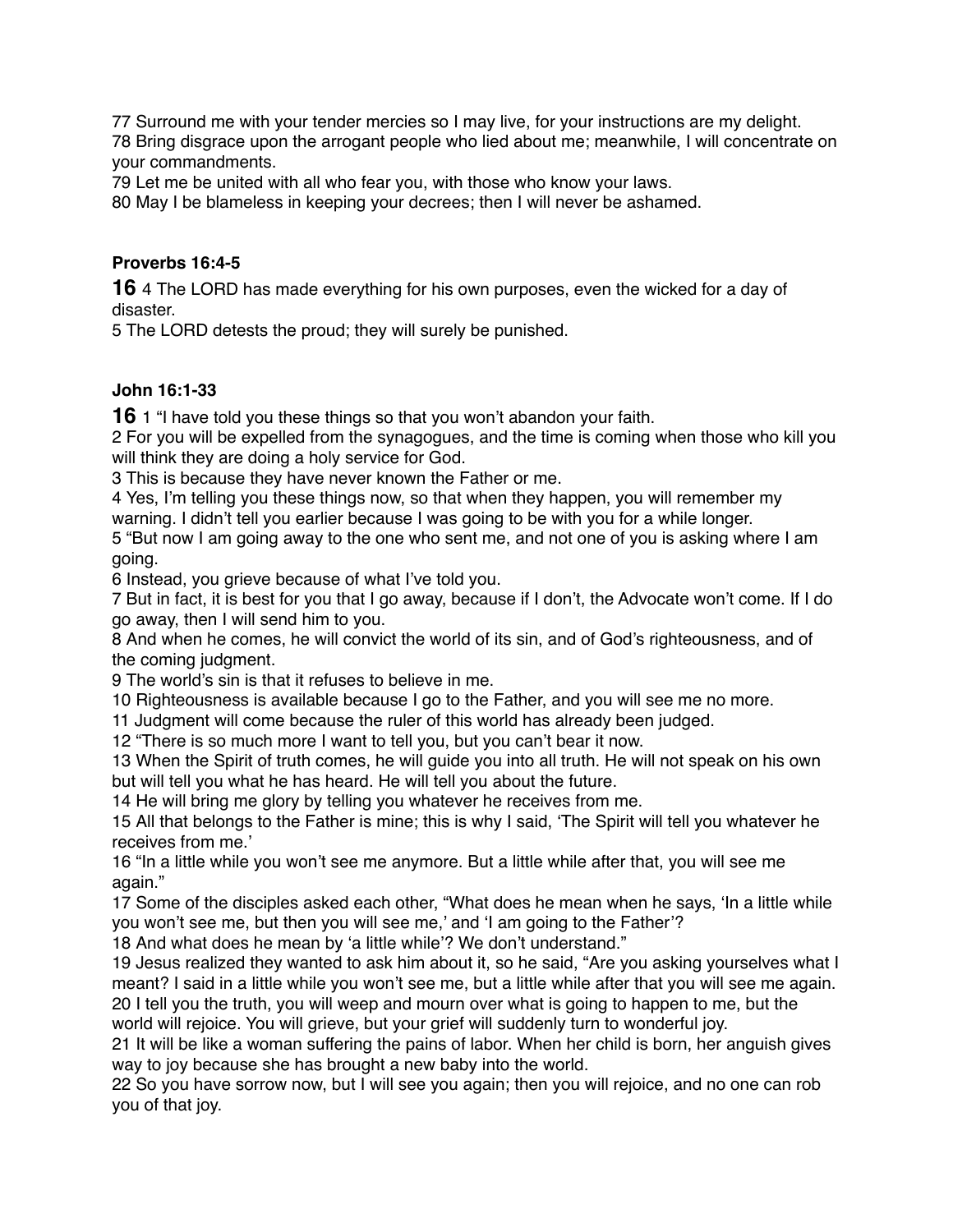77 Surround me with your tender mercies so I may live, for your instructions are my delight.
78 Bring disgrace upon the arrogant people who lied about me; meanwhile, I will concentrate on your commandments.
79 Let me be united with all who fear you, with those who know your laws.
80 May I be blameless in keeping your decrees; then I will never be ashamed.

**Proverbs 16:4-5**

**16** 4 The LORD has made everything for his own purposes, even the wicked for a day of disaster.
5 The LORD detests the proud; they will surely be punished.

**John 16:1-33**

**16** 1 "I have told you these things so that you won't abandon your faith.
2 For you will be expelled from the synagogues, and the time is coming when those who kill you will think they are doing a holy service for God.
3 This is because they have never known the Father or me.
4 Yes, I'm telling you these things now, so that when they happen, you will remember my warning. I didn't tell you earlier because I was going to be with you for a while longer.
5 "But now I am going away to the one who sent me, and not one of you is asking where I am going.
6 Instead, you grieve because of what I've told you.
7 But in fact, it is best for you that I go away, because if I don't, the Advocate won't come. If I do go away, then I will send him to you.
8 And when he comes, he will convict the world of its sin, and of God's righteousness, and of the coming judgment.
9 The world's sin is that it refuses to believe in me.
10 Righteousness is available because I go to the Father, and you will see me no more.
11 Judgment will come because the ruler of this world has already been judged.
12 "There is so much more I want to tell you, but you can't bear it now.
13 When the Spirit of truth comes, he will guide you into all truth. He will not speak on his own but will tell you what he has heard. He will tell you about the future.
14 He will bring me glory by telling you whatever he receives from me.
15 All that belongs to the Father is mine; this is why I said, 'The Spirit will tell you whatever he receives from me.'
16 "In a little while you won't see me anymore. But a little while after that, you will see me again."
17 Some of the disciples asked each other, "What does he mean when he says, 'In a little while you won't see me, but then you will see me,' and 'I am going to the Father'?
18 And what does he mean by 'a little while'? We don't understand."
19 Jesus realized they wanted to ask him about it, so he said, "Are you asking yourselves what I meant? I said in a little while you won't see me, but a little while after that you will see me again.
20 I tell you the truth, you will weep and mourn over what is going to happen to me, but the world will rejoice. You will grieve, but your grief will suddenly turn to wonderful joy.
21 It will be like a woman suffering the pains of labor. When her child is born, her anguish gives way to joy because she has brought a new baby into the world.
22 So you have sorrow now, but I will see you again; then you will rejoice, and no one can rob you of that joy.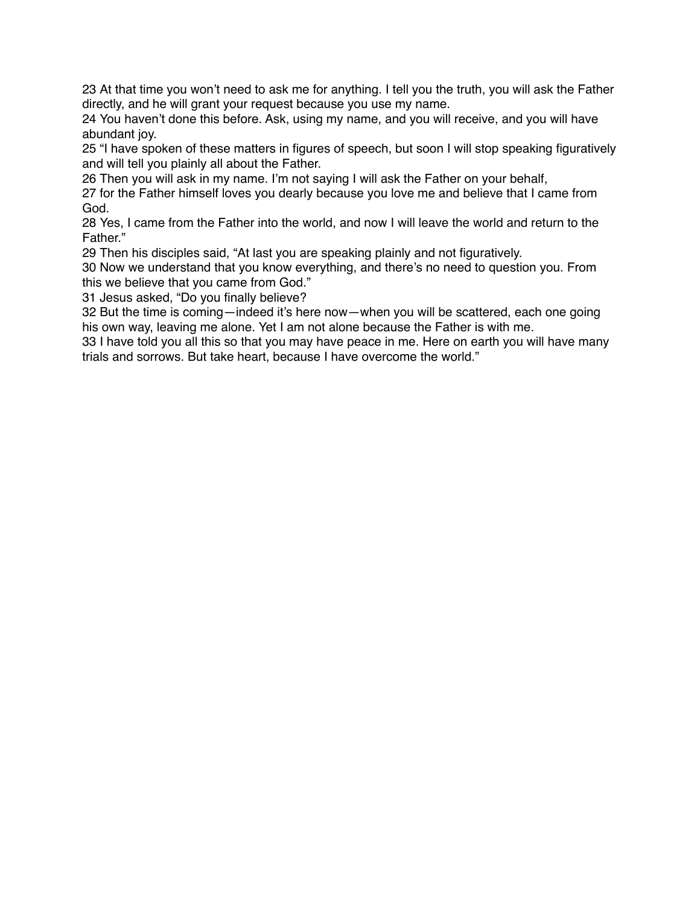23 At that time you won't need to ask me for anything. I tell you the truth, you will ask the Father directly, and he will grant your request because you use my name.
24 You haven't done this before. Ask, using my name, and you will receive, and you will have abundant joy.
25 "I have spoken of these matters in figures of speech, but soon I will stop speaking figuratively and will tell you plainly all about the Father.
26 Then you will ask in my name. I'm not saying I will ask the Father on your behalf,
27 for the Father himself loves you dearly because you love me and believe that I came from God.
28 Yes, I came from the Father into the world, and now I will leave the world and return to the Father."
29 Then his disciples said, "At last you are speaking plainly and not figuratively.
30 Now we understand that you know everything, and there's no need to question you. From this we believe that you came from God."
31 Jesus asked, "Do you finally believe?
32 But the time is coming—indeed it's here now—when you will be scattered, each one going his own way, leaving me alone. Yet I am not alone because the Father is with me.
33 I have told you all this so that you may have peace in me. Here on earth you will have many trials and sorrows. But take heart, because I have overcome the world."